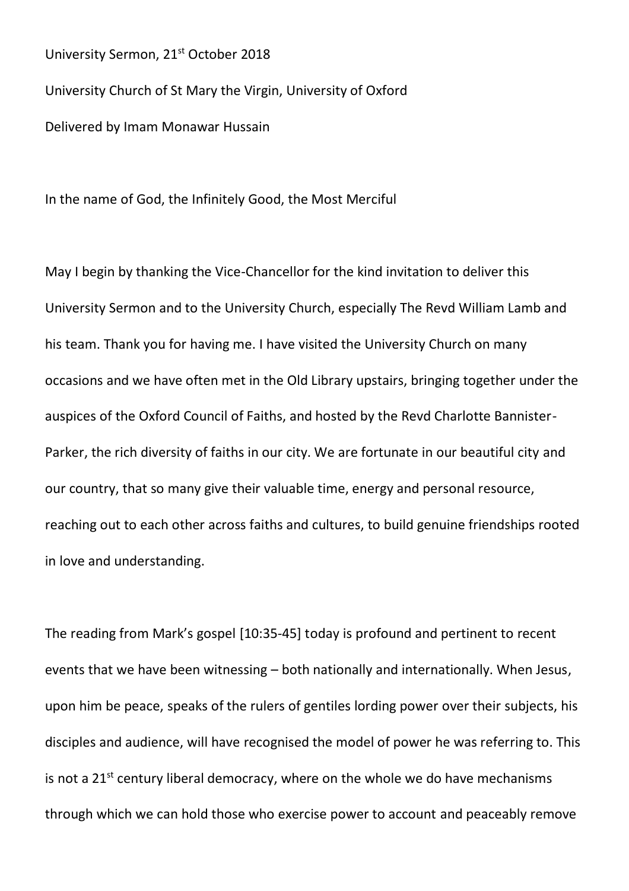University Sermon, 21st October 2018

University Church of St Mary the Virgin, University of Oxford

Delivered by Imam Monawar Hussain

In the name of God, the Infinitely Good, the Most Merciful

May I begin by thanking the Vice-Chancellor for the kind invitation to deliver this University Sermon and to the University Church, especially The Revd William Lamb and his team. Thank you for having me. I have visited the University Church on many occasions and we have often met in the Old Library upstairs, bringing together under the auspices of the Oxford Council of Faiths, and hosted by the Revd Charlotte Bannister-Parker, the rich diversity of faiths in our city. We are fortunate in our beautiful city and our country, that so many give their valuable time, energy and personal resource, reaching out to each other across faiths and cultures, to build genuine friendships rooted in love and understanding.

The reading from Mark's gospel [10:35-45] today is profound and pertinent to recent events that we have been witnessing – both nationally and internationally. When Jesus, upon him be peace, speaks of the rulers of gentiles lording power over their subjects, his disciples and audience, will have recognised the model of power he was referring to. This is not a 21st century liberal democracy, where on the whole we do have mechanisms through which we can hold those who exercise power to account and peaceably remove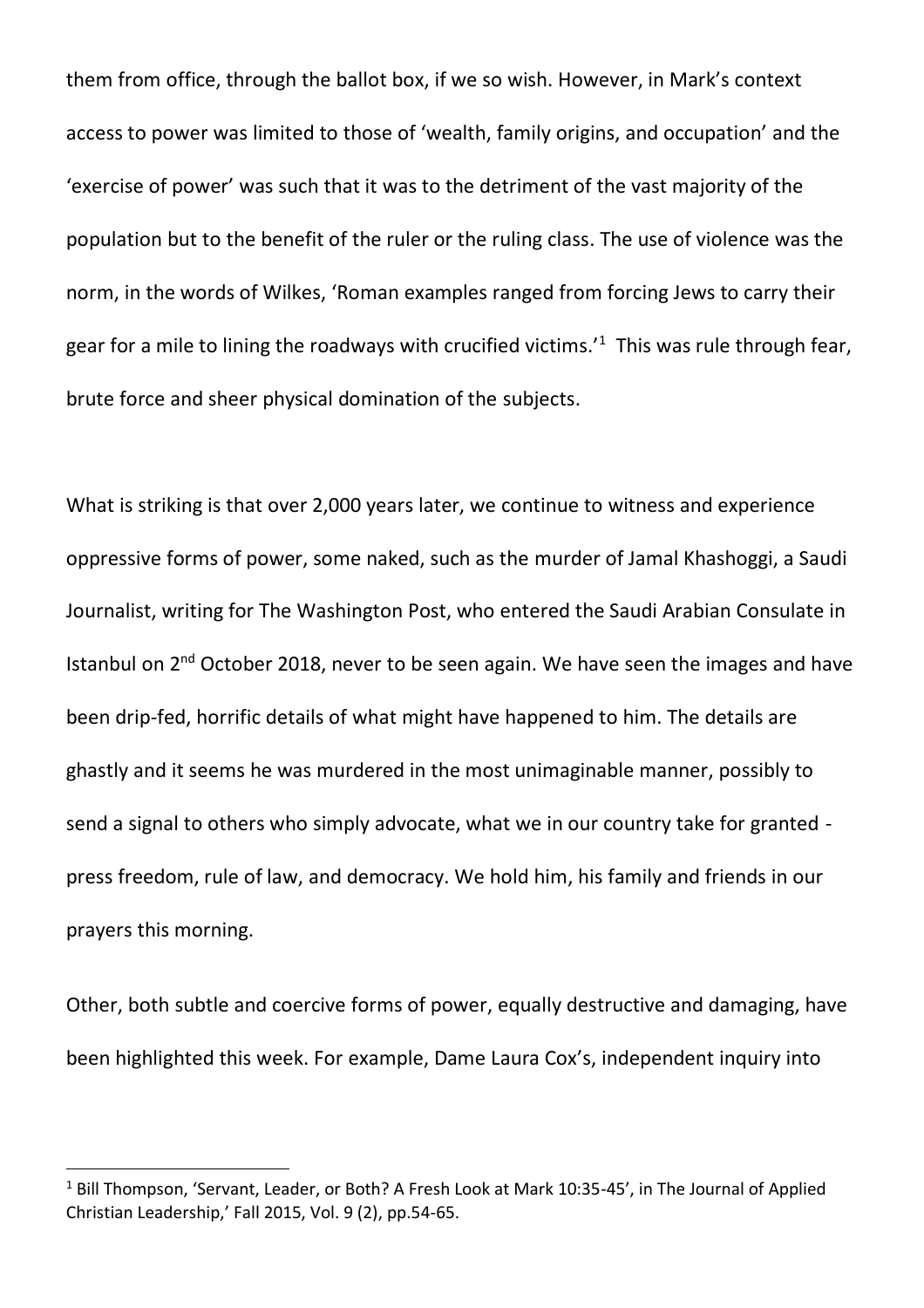them from office, through the ballot box, if we so wish. However, in Mark's context access to power was limited to those of 'wealth, family origins, and occupation' and the 'exercise of power' was such that it was to the detriment of the vast majority of the population but to the benefit of the ruler or the ruling class. The use of violence was the norm, in the words of Wilkes, 'Roman examples ranged from forcing Jews to carry their gear for a mile to lining the roadways with crucified victims.'[1] This was rule through fear, brute force and sheer physical domination of the subjects.

What is striking is that over 2,000 years later, we continue to witness and experience oppressive forms of power, some naked, such as the murder of Jamal Khashoggi, a Saudi Journalist, writing for The Washington Post, who entered the Saudi Arabian Consulate in Istanbul on 2nd October 2018, never to be seen again. We have seen the images and have been drip-fed, horrific details of what might have happened to him. The details are ghastly and it seems he was murdered in the most unimaginable manner, possibly to send a signal to others who simply advocate, what we in our country take for granted - press freedom, rule of law, and democracy. We hold him, his family and friends in our prayers this morning.

Other, both subtle and coercive forms of power, equally destructive and damaging, have been highlighted this week. For example, Dame Laura Cox's, independent inquiry into

---

[1] Bill Thompson, 'Servant, Leader, or Both? A Fresh Look at Mark 10:35-45', in The Journal of Applied Christian Leadership,' Fall 2015, Vol. 9 (2), pp.54-65.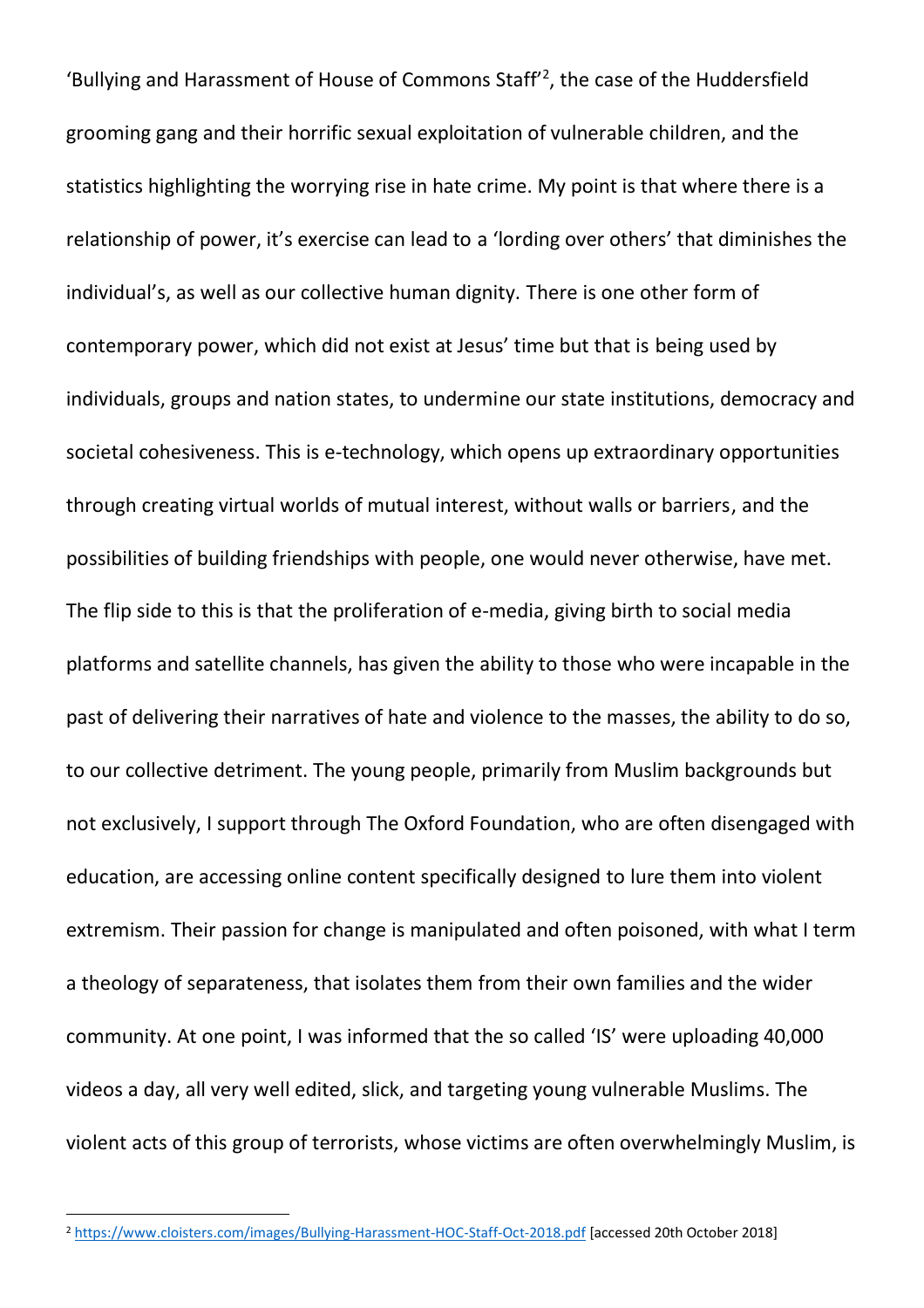'Bullying and Harassment of House of Commons Staff'[2], the case of the Huddersfield grooming gang and their horrific sexual exploitation of vulnerable children, and the statistics highlighting the worrying rise in hate crime. My point is that where there is a relationship of power, it's exercise can lead to a 'lording over others' that diminishes the individual's, as well as our collective human dignity. There is one other form of contemporary power, which did not exist at Jesus' time but that is being used by individuals, groups and nation states, to undermine our state institutions, democracy and societal cohesiveness. This is e-technology, which opens up extraordinary opportunities through creating virtual worlds of mutual interest, without walls or barriers, and the possibilities of building friendships with people, one would never otherwise, have met. The flip side to this is that the proliferation of e-media, giving birth to social media platforms and satellite channels, has given the ability to those who were incapable in the past of delivering their narratives of hate and violence to the masses, the ability to do so, to our collective detriment. The young people, primarily from Muslim backgrounds but not exclusively, I support through The Oxford Foundation, who are often disengaged with education, are accessing online content specifically designed to lure them into violent extremism. Their passion for change is manipulated and often poisoned, with what I term a theology of separateness, that isolates them from their own families and the wider community. At one point, I was informed that the so called 'IS' were uploading 40,000 videos a day, all very well edited, slick, and targeting young vulnerable Muslims. The violent acts of this group of terrorists, whose victims are often overwhelmingly Muslim, is

[2] https://www.cloisters.com/images/Bullying-Harassment-HOC-Staff-Oct-2018.pdf [accessed 20th October 2018]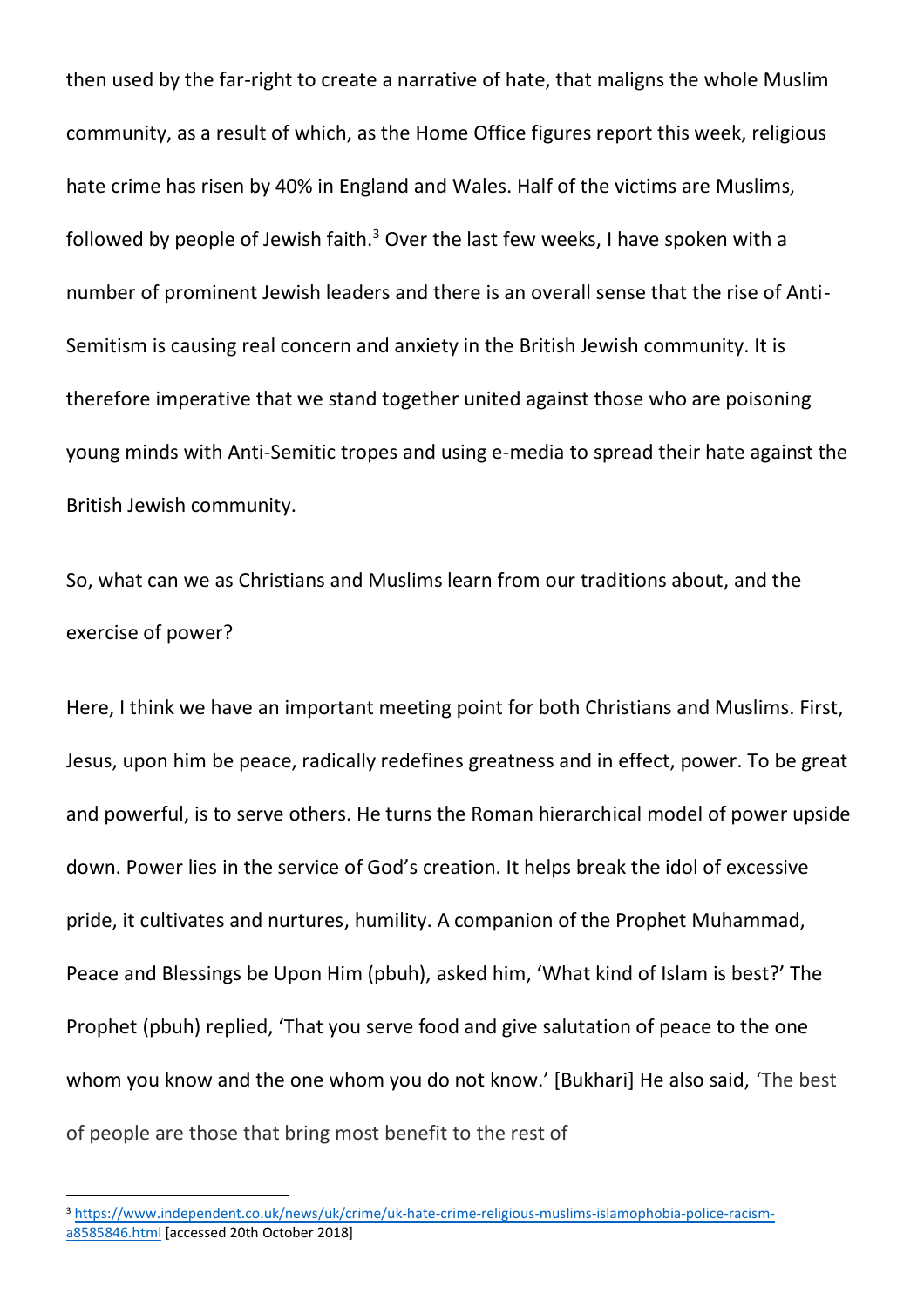then used by the far-right to create a narrative of hate, that maligns the whole Muslim community, as a result of which, as the Home Office figures report this week, religious hate crime has risen by 40% in England and Wales. Half of the victims are Muslims, followed by people of Jewish faith.[3] Over the last few weeks, I have spoken with a number of prominent Jewish leaders and there is an overall sense that the rise of Anti-Semitism is causing real concern and anxiety in the British Jewish community. It is therefore imperative that we stand together united against those who are poisoning young minds with Anti-Semitic tropes and using e-media to spread their hate against the British Jewish community.

So, what can we as Christians and Muslims learn from our traditions about, and the exercise of power?

Here, I think we have an important meeting point for both Christians and Muslims. First, Jesus, upon him be peace, radically redefines greatness and in effect, power. To be great and powerful, is to serve others. He turns the Roman hierarchical model of power upside down. Power lies in the service of God's creation. It helps break the idol of excessive pride, it cultivates and nurtures, humility. A companion of the Prophet Muhammad, Peace and Blessings be Upon Him (pbuh), asked him, 'What kind of Islam is best?' The Prophet (pbuh) replied, 'That you serve food and give salutation of peace to the one whom you know and the one whom you do not know.' [Bukhari] He also said, 'The best of people are those that bring most benefit to the rest of

[3] https://www.independent.co.uk/news/uk/crime/uk-hate-crime-religious-muslims-islamophobia-police-racism-a8585846.html [accessed 20th October 2018]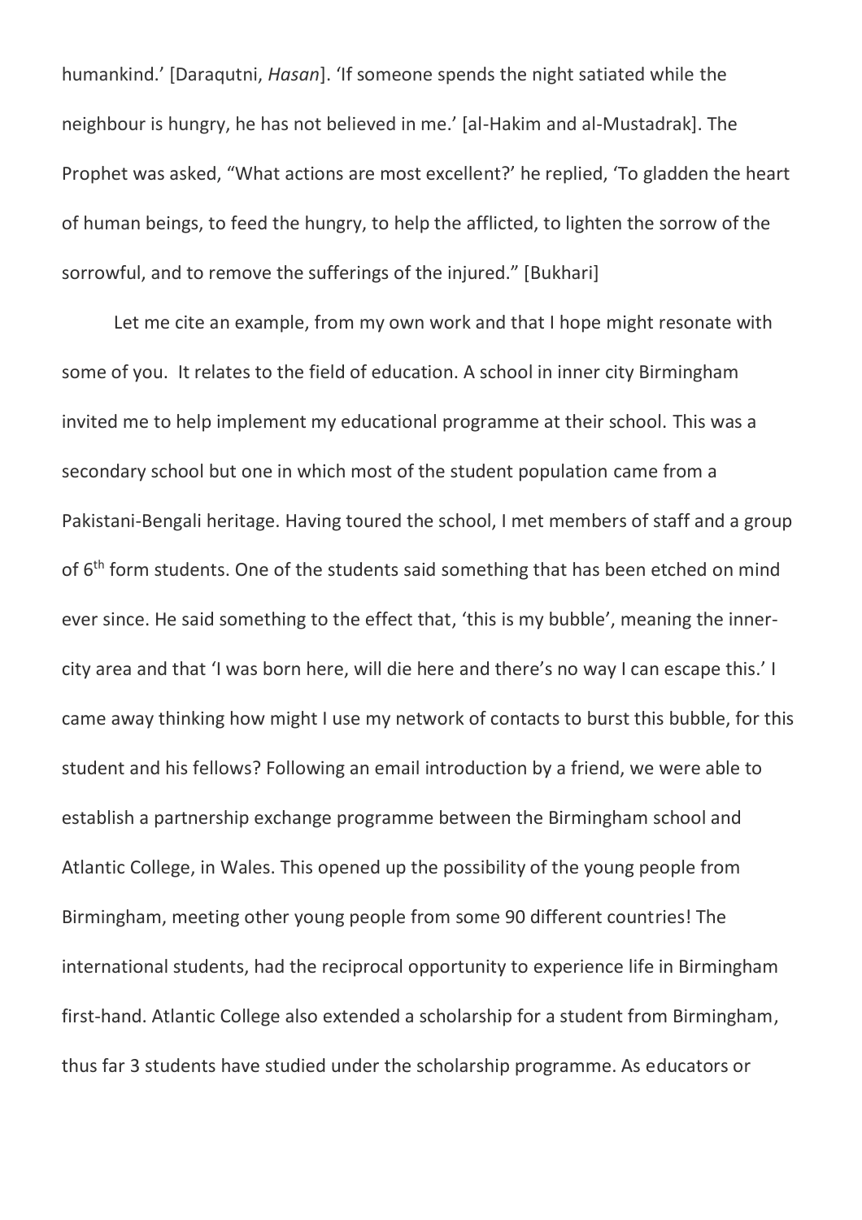humankind.' [Daraqutni, *Hasan*]. 'If someone spends the night satiated while the neighbour is hungry, he has not believed in me.' [al-Hakim and al-Mustadrak]. The Prophet was asked, "What actions are most excellent?' he replied, 'To gladden the heart of human beings, to feed the hungry, to help the afflicted, to lighten the sorrow of the sorrowful, and to remove the sufferings of the injured." [Bukhari]

Let me cite an example, from my own work and that I hope might resonate with some of you. It relates to the field of education. A school in inner city Birmingham invited me to help implement my educational programme at their school. This was a secondary school but one in which most of the student population came from a Pakistani-Bengali heritage. Having toured the school, I met members of staff and a group of 6th form students. One of the students said something that has been etched on mind ever since. He said something to the effect that, 'this is my bubble', meaning the inner-city area and that 'I was born here, will die here and there's no way I can escape this.' I came away thinking how might I use my network of contacts to burst this bubble, for this student and his fellows? Following an email introduction by a friend, we were able to establish a partnership exchange programme between the Birmingham school and Atlantic College, in Wales. This opened up the possibility of the young people from Birmingham, meeting other young people from some 90 different countries! The international students, had the reciprocal opportunity to experience life in Birmingham first-hand. Atlantic College also extended a scholarship for a student from Birmingham, thus far 3 students have studied under the scholarship programme. As educators or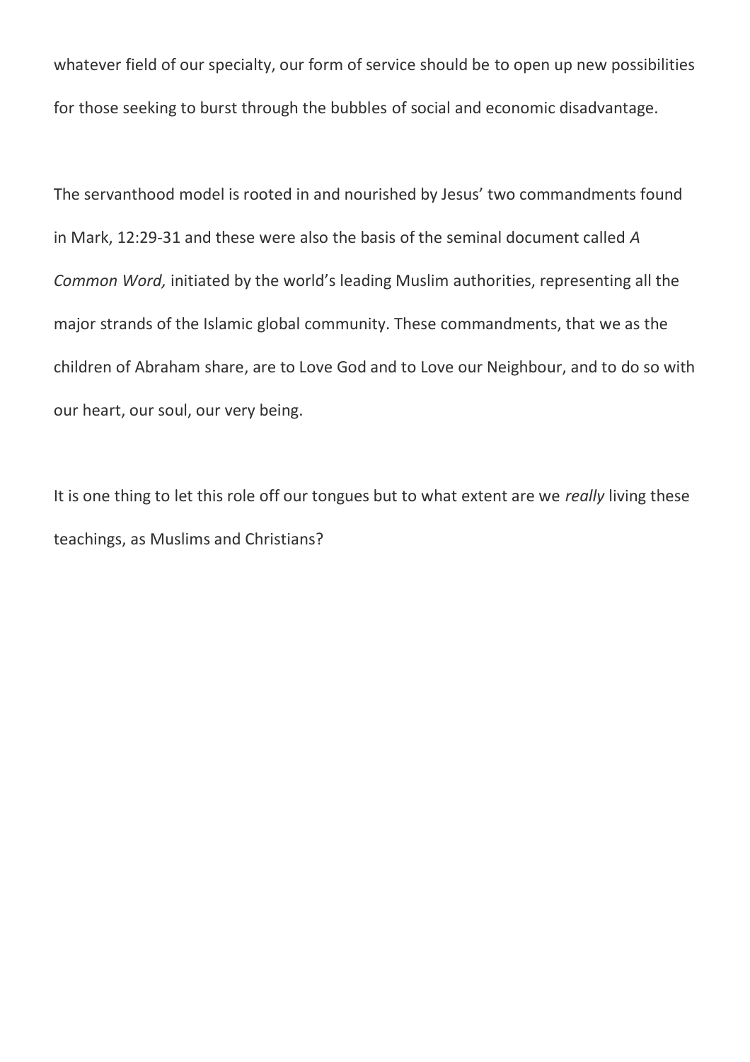whatever field of our specialty, our form of service should be to open up new possibilities for those seeking to burst through the bubbles of social and economic disadvantage.

The servanthood model is rooted in and nourished by Jesus' two commandments found in Mark, 12:29-31 and these were also the basis of the seminal document called *A Common Word,* initiated by the world's leading Muslim authorities, representing all the major strands of the Islamic global community. These commandments, that we as the children of Abraham share, are to Love God and to Love our Neighbour, and to do so with our heart, our soul, our very being.

It is one thing to let this role off our tongues but to what extent are we *really* living these teachings, as Muslims and Christians?